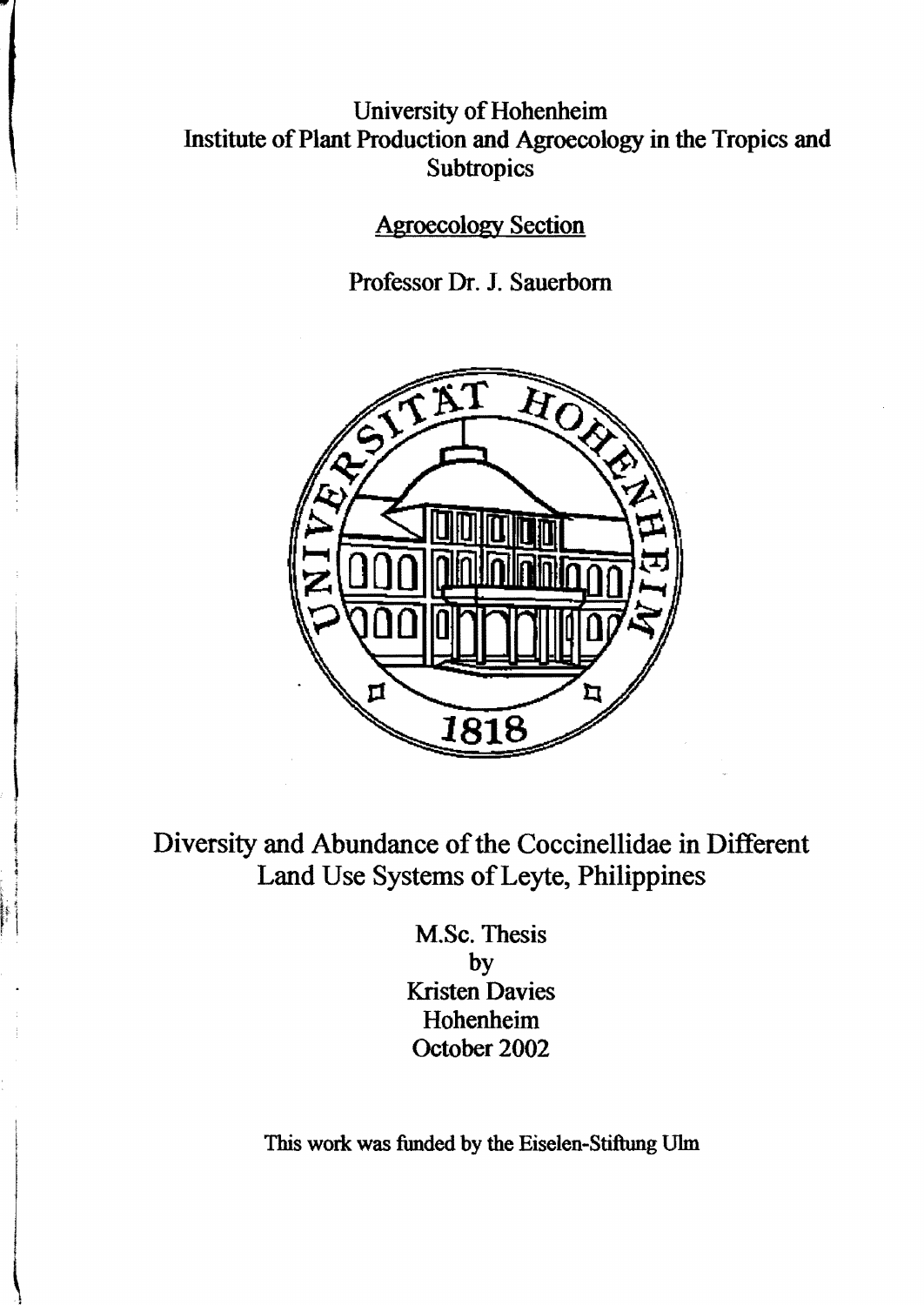University of Hohenheim
Institute of Plant Production and Agroecology in the Tropics and Subtropics

Agroecology Section

Professor Dr. J. Sauerborn

# Diversity and Abundance of the Coccinellidae in Different Land Use Systems of Leyte, Philippines

M.Sc. Thesis
by
Kristen Davies
Hohenheim
October 2002

This work was funded by the Eiselen-Stiftung Ulm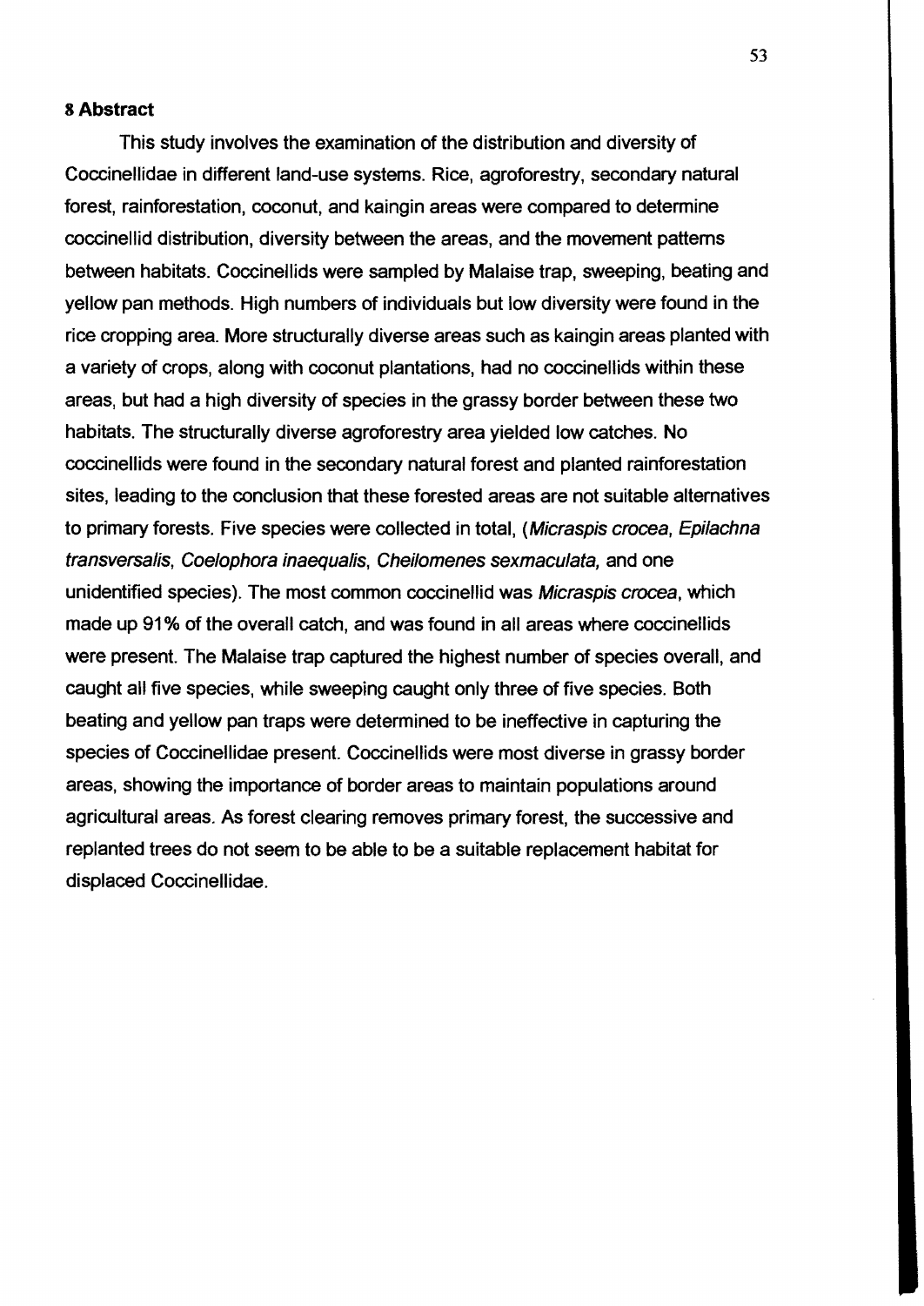## 8 Abstract

This study involves the examination of the distribution and diversity of Coccinellidae in different land-use systems. Rice, agroforestry, secondary natural forest, rainforestation, coconut, and kaingin areas were compared to determine coccinellid distribution, diversity between the areas, and the movement patterns between habitats. Coccinellids were sampled by Malaise trap, sweeping, beating and yellow pan methods. High numbers of individuals but low diversity were found in the rice cropping area. More structurally diverse areas such as kaingin areas planted with a variety of crops, along with coconut plantations, had no coccinellids within these areas, but had a high diversity of species in the grassy border between these two habitats. The structurally diverse agroforestry area yielded low catches. No coccinellids were found in the secondary natural forest and planted rainforestation sites, leading to the conclusion that these forested areas are not suitable alternatives to primary forests. Five species were collected in total, (*Micraspis crocea*, *Epilachna transversalis*, *Coelophora inaequalis*, *Cheilomenes sexmaculata,* and one unidentified species). The most common coccinellid was *Micraspis crocea*, which made up 91% of the overall catch, and was found in all areas where coccinellids were present. The Malaise trap captured the highest number of species overall, and caught all five species, while sweeping caught only three of five species. Both beating and yellow pan traps were determined to be ineffective in capturing the species of Coccinellidae present. Coccinellids were most diverse in grassy border areas, showing the importance of border areas to maintain populations around agricultural areas. As forest clearing removes primary forest, the successive and replanted trees do not seem to be able to be a suitable replacement habitat for displaced Coccinellidae.